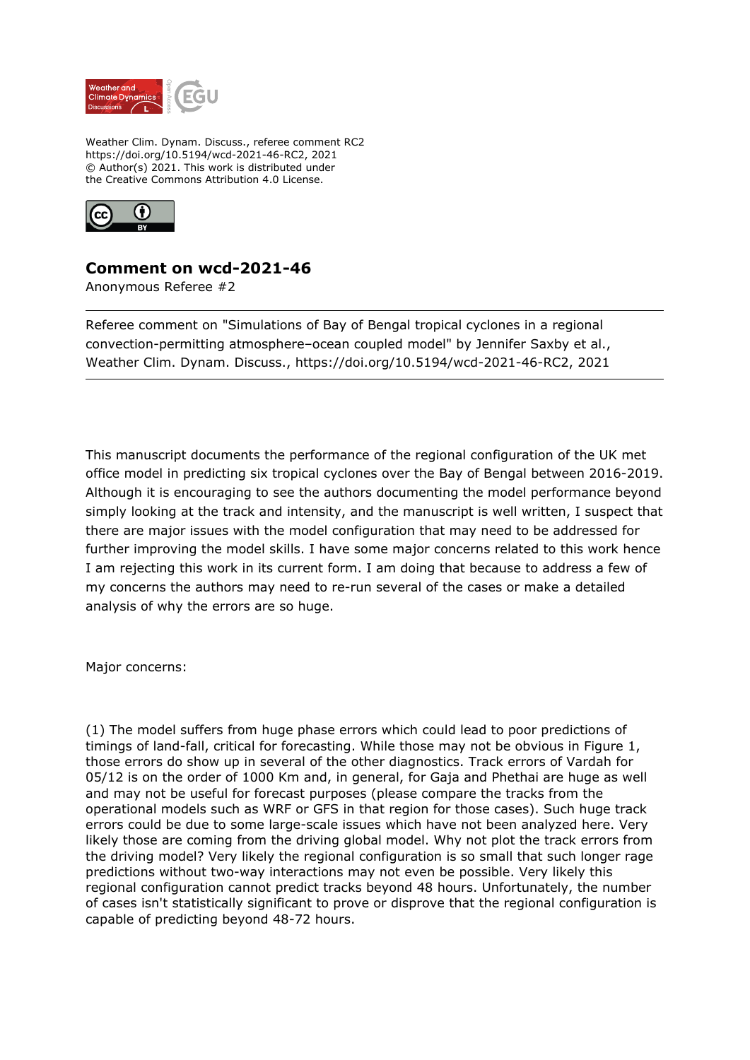Weather Clim. Dynam. Discuss., referee comment RC2
https://doi.org/10.5194/wcd-2021-46-RC2, 2021
© Author(s) 2021. This work is distributed under
the Creative Commons Attribution 4.0 License.

## Comment on wcd-2021-46

Anonymous Referee #2

---

Referee comment on "Simulations of Bay of Bengal tropical cyclones in a regional convection-permitting atmosphere–ocean coupled model" by Jennifer Saxby et al., Weather Clim. Dynam. Discuss., https://doi.org/10.5194/wcd-2021-46-RC2, 2021

---

This manuscript documents the performance of the regional configuration of the UK met office model in predicting six tropical cyclones over the Bay of Bengal between 2016-2019. Although it is encouraging to see the authors documenting the model performance beyond simply looking at the track and intensity, and the manuscript is well written, I suspect that there are major issues with the model configuration that may need to be addressed for further improving the model skills. I have some major concerns related to this work hence I am rejecting this work in its current form. I am doing that because to address a few of my concerns the authors may need to re-run several of the cases or make a detailed analysis of why the errors are so huge.

Major concerns:

(1) The model suffers from huge phase errors which could lead to poor predictions of timings of land-fall, critical for forecasting. While those may not be obvious in Figure 1, those errors do show up in several of the other diagnostics. Track errors of Vardah for 05/12 is on the order of 1000 Km and, in general, for Gaja and Phethai are huge as well and may not be useful for forecast purposes (please compare the tracks from the operational models such as WRF or GFS in that region for those cases). Such huge track errors could be due to some large-scale issues which have not been analyzed here. Very likely those are coming from the driving global model. Why not plot the track errors from the driving model? Very likely the regional configuration is so small that such longer rage predictions without two-way interactions may not even be possible. Very likely this regional configuration cannot predict tracks beyond 48 hours. Unfortunately, the number of cases isn't statistically significant to prove or disprove that the regional configuration is capable of predicting beyond 48-72 hours.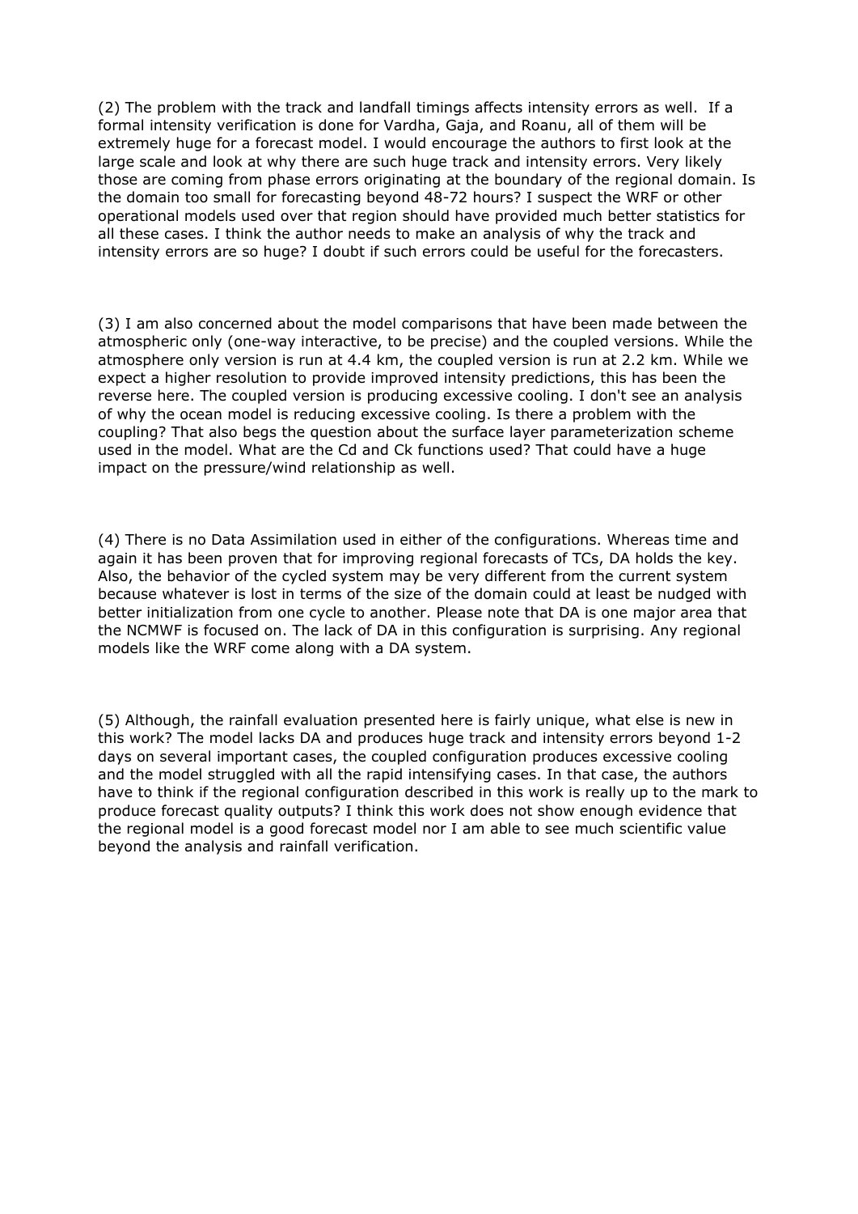(2) The problem with the track and landfall timings affects intensity errors as well. If a formal intensity verification is done for Vardha, Gaja, and Roanu, all of them will be extremely huge for a forecast model. I would encourage the authors to first look at the large scale and look at why there are such huge track and intensity errors. Very likely those are coming from phase errors originating at the boundary of the regional domain. Is the domain too small for forecasting beyond 48-72 hours? I suspect the WRF or other operational models used over that region should have provided much better statistics for all these cases. I think the author needs to make an analysis of why the track and intensity errors are so huge? I doubt if such errors could be useful for the forecasters.

(3) I am also concerned about the model comparisons that have been made between the atmospheric only (one-way interactive, to be precise) and the coupled versions. While the atmosphere only version is run at 4.4 km, the coupled version is run at 2.2 km. While we expect a higher resolution to provide improved intensity predictions, this has been the reverse here. The coupled version is producing excessive cooling. I don't see an analysis of why the ocean model is reducing excessive cooling. Is there a problem with the coupling? That also begs the question about the surface layer parameterization scheme used in the model. What are the Cd and Ck functions used? That could have a huge impact on the pressure/wind relationship as well.

(4) There is no Data Assimilation used in either of the configurations. Whereas time and again it has been proven that for improving regional forecasts of TCs, DA holds the key. Also, the behavior of the cycled system may be very different from the current system because whatever is lost in terms of the size of the domain could at least be nudged with better initialization from one cycle to another. Please note that DA is one major area that the NCMWF is focused on. The lack of DA in this configuration is surprising. Any regional models like the WRF come along with a DA system.

(5) Although, the rainfall evaluation presented here is fairly unique, what else is new in this work? The model lacks DA and produces huge track and intensity errors beyond 1-2 days on several important cases, the coupled configuration produces excessive cooling and the model struggled with all the rapid intensifying cases. In that case, the authors have to think if the regional configuration described in this work is really up to the mark to produce forecast quality outputs? I think this work does not show enough evidence that the regional model is a good forecast model nor I am able to see much scientific value beyond the analysis and rainfall verification.